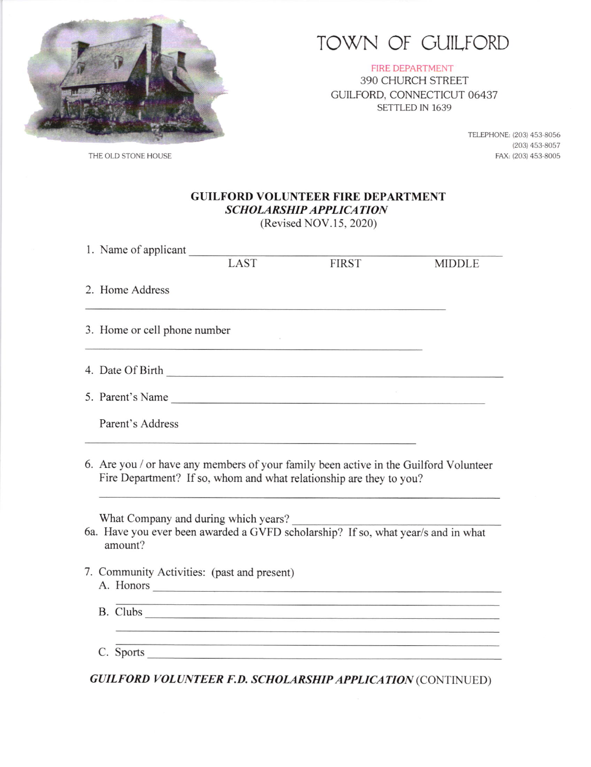# TOWN OF GUILFORD

FIRE DEPARTMENT
390 CHURCH STREET
GUILFORD, CONNECTICUT 06437
SETTLED IN 1639

THE OLD STONE HOUSE

TELEPHONE: (203) 453-8056
(203) 453-8057
FAX: (203) 453-8005

## GUILFORD VOLUNTEER FIRE DEPARTMENT
## *SCHOLARSHIP APPLICATION*
(Revised NOV.15, 2020)

1. Name of applicant ______________________________________________
LAST FIRST MIDDLE

2. Home Address
_______________________________________________

3. Home or cell phone number
_______________________________________________

4. Date Of Birth _______________________________________________

5. Parent's Name _______________________________________________

Parent's Address
_______________________________________________

6. Are you / or have any members of your family been active in the Guilford Volunteer Fire Department? If so, whom and what relationship are they to you?
_______________________________________________

What Company and during which years? _______________________

6a. Have you ever been awarded a GVFD scholarship? If so, what year/s and in what amount?

7. Community Activities: (past and present)
A. Honors _______________________________________________
_______________________________________________
B. Clubs _______________________________________________
_______________________________________________
_______________________________________________
C. Sports _______________________________________________

***GUILFORD VOLUNTEER F.D. SCHOLARSHIP APPLICATION*** (CONTINUED)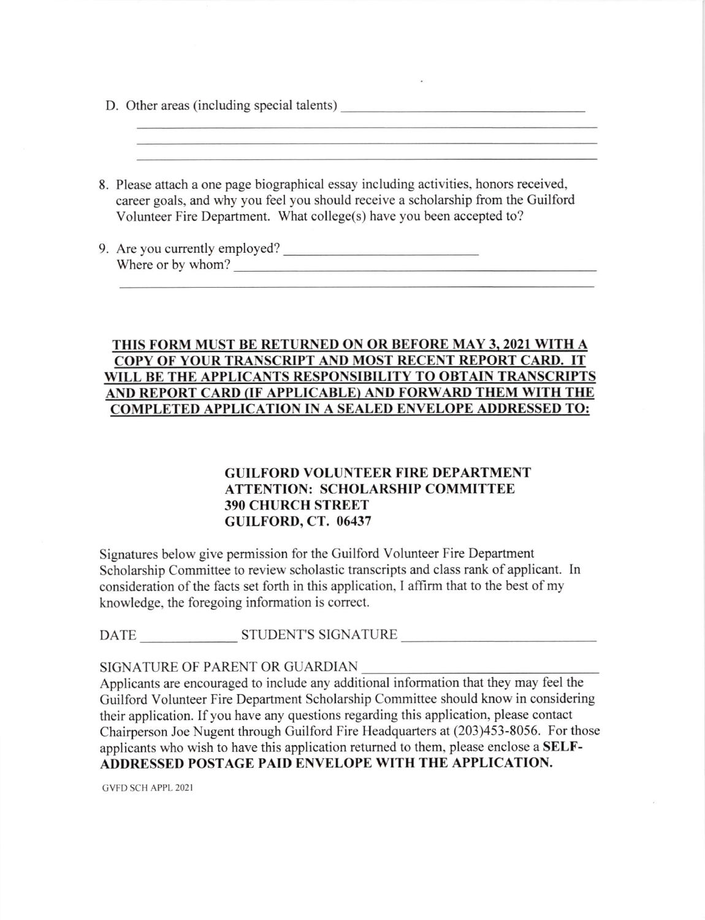D. Other areas (including special talents) ______________________________

______________________________________________________________

______________________________________________________________

______________________________________________________________

8. Please attach a one page biographical essay including activities, honors received, career goals, and why you feel you should receive a scholarship from the Guilford Volunteer Fire Department. What college(s) have you been accepted to?

9. Are you currently employed? ______________________
   Where or by whom? ______________________________________________
   ______________________________________________________________

**THIS FORM MUST BE RETURNED ON OR BEFORE MAY 3, 2021 WITH A COPY OF YOUR TRANSCRIPT AND MOST RECENT REPORT CARD. IT WILL BE THE APPLICANTS RESPONSIBILITY TO OBTAIN TRANSCRIPTS AND REPORT CARD (IF APPLICABLE) AND FORWARD THEM WITH THE COMPLETED APPLICATION IN A SEALED ENVELOPE ADDRESSED TO:**

**GUILFORD VOLUNTEER FIRE DEPARTMENT**
**ATTENTION: SCHOLARSHIP COMMITTEE**
**390 CHURCH STREET**
**GUILFORD, CT. 06437**

Signatures below give permission for the Guilford Volunteer Fire Department Scholarship Committee to review scholastic transcripts and class rank of applicant. In consideration of the facts set forth in this application, I affirm that to the best of my knowledge, the foregoing information is correct.

DATE ____________ STUDENT'S SIGNATURE ________________________

SIGNATURE OF PARENT OR GUARDIAN ____________________________

Applicants are encouraged to include any additional information that they may feel the Guilford Volunteer Fire Department Scholarship Committee should know in considering their application. If you have any questions regarding this application, please contact Chairperson Joe Nugent through Guilford Fire Headquarters at (203)453-8056. For those applicants who wish to have this application returned to them, please enclose a **SELF-ADDRESSED POSTAGE PAID ENVELOPE WITH THE APPLICATION.**

GVFD SCH APPL 2021